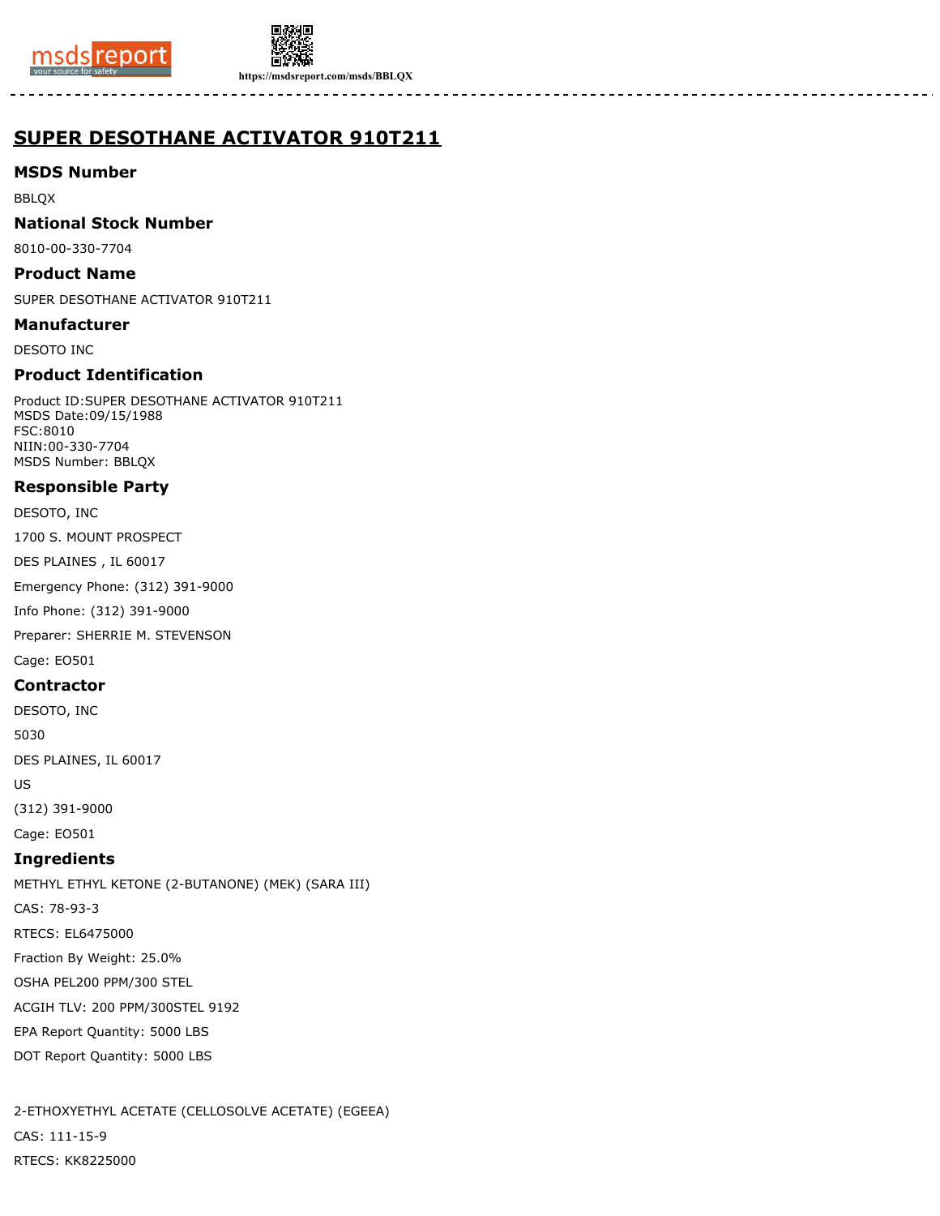# SUPER DESOTHANE ACTIVATOR 910T211

## MSDS Number

BBLQX

## National Stock Number

8010-00-330-7704

## Product Name

SUPER DESOTHANE ACTIVATOR 910T211

## Manufacturer

DESOTO INC

## Product Identification

Product ID:SUPER DESOTHANE ACTIVATOR 910T211
MSDS Date:09/15/1988
FSC:8010
NIIN:00-330-7704
MSDS Number: BBLQX

## Responsible Party

DESOTO, INC

1700 S. MOUNT PROSPECT

DES PLAINES , IL 60017

Emergency Phone: (312) 391-9000

Info Phone: (312) 391-9000

Preparer: SHERRIE M. STEVENSON

Cage: EO501

## Contractor

DESOTO, INC

5030

DES PLAINES, IL 60017

US

(312) 391-9000

Cage: EO501

## Ingredients

METHYL ETHYL KETONE (2-BUTANONE) (MEK) (SARA III)

CAS: 78-93-3

RTECS: EL6475000

Fraction By Weight: 25.0%

OSHA PEL200 PPM/300 STEL

ACGIH TLV: 200 PPM/300STEL 9192

EPA Report Quantity: 5000 LBS

DOT Report Quantity: 5000 LBS

2-ETHOXYETHYL ACETATE (CELLOSOLVE ACETATE) (EGEEA)

CAS: 111-15-9

RTECS: KK8225000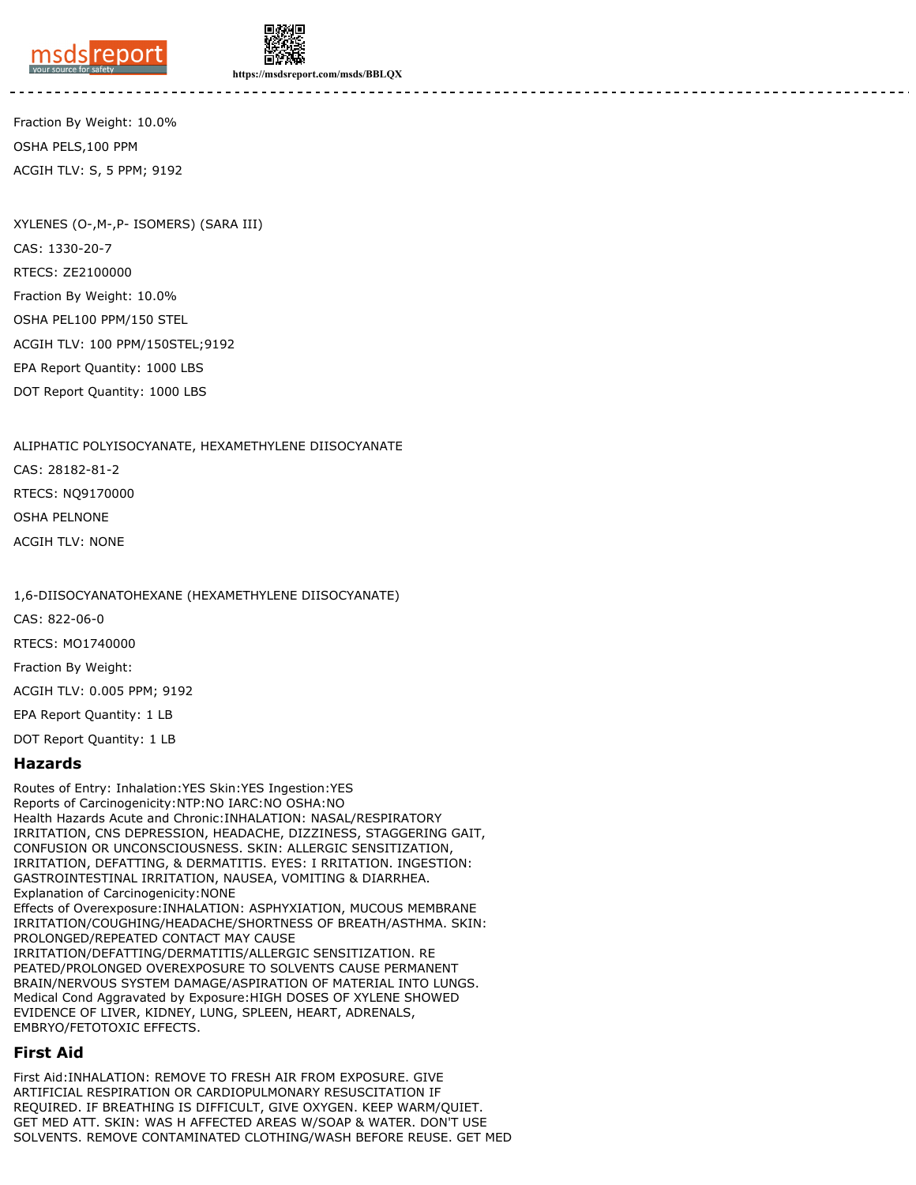Fraction By Weight: 10.0%

OSHA PELS,100 PPM

ACGIH TLV: S, 5 PPM; 9192

XYLENES (O-,M-,P- ISOMERS) (SARA III)

CAS: 1330-20-7

RTECS: ZE2100000

Fraction By Weight: 10.0%

OSHA PEL100 PPM/150 STEL

ACGIH TLV: 100 PPM/150STEL;9192

EPA Report Quantity: 1000 LBS

DOT Report Quantity: 1000 LBS

ALIPHATIC POLYISOCYANATE, HEXAMETHYLENE DIISOCYANATE

CAS: 28182-81-2

RTECS: NQ9170000

OSHA PELNONE

ACGIH TLV: NONE

1,6-DIISOCYANATOHEXANE (HEXAMETHYLENE DIISOCYANATE)

CAS: 822-06-0

RTECS: MO1740000

Fraction By Weight:

ACGIH TLV: 0.005 PPM; 9192

EPA Report Quantity: 1 LB

DOT Report Quantity: 1 LB

## Hazards

Routes of Entry: Inhalation:YES Skin:YES Ingestion:YES
Reports of Carcinogenicity:NTP:NO IARC:NO OSHA:NO
Health Hazards Acute and Chronic:INHALATION: NASAL/RESPIRATORY IRRITATION, CNS DEPRESSION, HEADACHE, DIZZINESS, STAGGERING GAIT, CONFUSION OR UNCONSCIOUSNESS. SKIN: ALLERGIC SENSITIZATION, IRRITATION, DEFATTING, & DERMATITIS. EYES: I RRITATION. INGESTION: GASTROINTESTINAL IRRITATION, NAUSEA, VOMITING & DIARRHEA.
Explanation of Carcinogenicity:NONE
Effects of Overexposure:INHALATION: ASPHYXIATION, MUCOUS MEMBRANE IRRITATION/COUGHING/HEADACHE/SHORTNESS OF BREATH/ASTHMA. SKIN: PROLONGED/REPEATED CONTACT MAY CAUSE IRRITATION/DEFATTING/DERMATITIS/ALLERGIC SENSITIZATION. RE PEATED/PROLONGED OVEREXPOSURE TO SOLVENTS CAUSE PERMANENT BRAIN/NERVOUS SYSTEM DAMAGE/ASPIRATION OF MATERIAL INTO LUNGS.
Medical Cond Aggravated by Exposure:HIGH DOSES OF XYLENE SHOWED EVIDENCE OF LIVER, KIDNEY, LUNG, SPLEEN, HEART, ADRENALS, EMBRYO/FETOTOXIC EFFECTS.

## First Aid

First Aid:INHALATION: REMOVE TO FRESH AIR FROM EXPOSURE. GIVE ARTIFICIAL RESPIRATION OR CARDIOPULMONARY RESUSCITATION IF REQUIRED. IF BREATHING IS DIFFICULT, GIVE OXYGEN. KEEP WARM/QUIET. GET MED ATT. SKIN: WAS H AFFECTED AREAS W/SOAP & WATER. DON'T USE SOLVENTS. REMOVE CONTAMINATED CLOTHING/WASH BEFORE REUSE. GET MED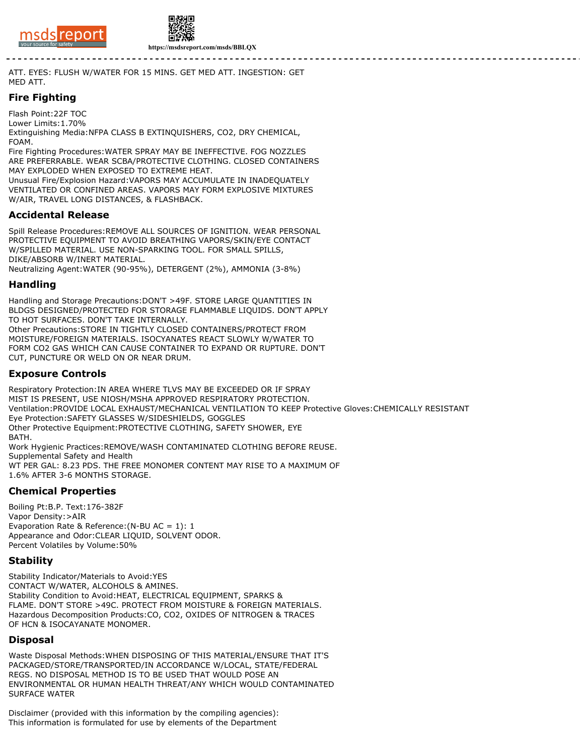ATT. EYES: FLUSH W/WATER FOR 15 MINS. GET MED ATT. INGESTION: GET MED ATT.

## Fire Fighting

Flash Point:22F TOC
Lower Limits:1.70%
Extinguishing Media:NFPA CLASS B EXTINQUISHERS, CO2, DRY CHEMICAL, FOAM.
Fire Fighting Procedures:WATER SPRAY MAY BE INEFFECTIVE. FOG NOZZLES ARE PREFERRABLE. WEAR SCBA/PROTECTIVE CLOTHING. CLOSED CONTAINERS MAY EXPLODED WHEN EXPOSED TO EXTREME HEAT.
Unusual Fire/Explosion Hazard:VAPORS MAY ACCUMULATE IN INADEQUATELY VENTILATED OR CONFINED AREAS. VAPORS MAY FORM EXPLOSIVE MIXTURES W/AIR, TRAVEL LONG DISTANCES, & FLASHBACK.

## Accidental Release

Spill Release Procedures:REMOVE ALL SOURCES OF IGNITION. WEAR PERSONAL PROTECTIVE EQUIPMENT TO AVOID BREATHING VAPORS/SKIN/EYE CONTACT W/SPILLED MATERIAL. USE NON-SPARKING TOOL. FOR SMALL SPILLS, DIKE/ABSORB W/INERT MATERIAL.
Neutralizing Agent:WATER (90-95%), DETERGENT (2%), AMMONIA (3-8%)

## Handling

Handling and Storage Precautions:DON'T >49F. STORE LARGE QUANTITIES IN BLDGS DESIGNED/PROTECTED FOR STORAGE FLAMMABLE LIQUIDS. DON'T APPLY TO HOT SURFACES. DON'T TAKE INTERNALLY.
Other Precautions:STORE IN TIGHTLY CLOSED CONTAINERS/PROTECT FROM MOISTURE/FOREIGN MATERIALS. ISOCYANATES REACT SLOWLY W/WATER TO FORM CO2 GAS WHICH CAN CAUSE CONTAINER TO EXPAND OR RUPTURE. DON'T CUT, PUNCTURE OR WELD ON OR NEAR DRUM.

## Exposure Controls

Respiratory Protection:IN AREA WHERE TLVS MAY BE EXCEEDED OR IF SPRAY MIST IS PRESENT, USE NIOSH/MSHA APPROVED RESPIRATORY PROTECTION.
Ventilation:PROVIDE LOCAL EXHAUST/MECHANICAL VENTILATION TO KEEP Protective Gloves:CHEMICALLY RESISTANT
Eye Protection:SAFETY GLASSES W/SIDESHIELDS, GOGGLES
Other Protective Equipment:PROTECTIVE CLOTHING, SAFETY SHOWER, EYE BATH.
Work Hygienic Practices:REMOVE/WASH CONTAMINATED CLOTHING BEFORE REUSE.
Supplemental Safety and Health
WT PER GAL: 8.23 PDS. THE FREE MONOMER CONTENT MAY RISE TO A MAXIMUM OF 1.6% AFTER 3-6 MONTHS STORAGE.

## Chemical Properties

Boiling Pt:B.P. Text:176-382F
Vapor Density:>AIR
Evaporation Rate & Reference:(N-BU AC = 1): 1
Appearance and Odor:CLEAR LIQUID, SOLVENT ODOR.
Percent Volatiles by Volume:50%

## Stability

Stability Indicator/Materials to Avoid:YES
CONTACT W/WATER, ALCOHOLS & AMINES.
Stability Condition to Avoid:HEAT, ELECTRICAL EQUIPMENT, SPARKS & FLAME. DON'T STORE >49C. PROTECT FROM MOISTURE & FOREIGN MATERIALS.
Hazardous Decomposition Products:CO, CO2, OXIDES OF NITROGEN & TRACES OF HCN & ISOCAYANATE MONOMER.

## Disposal

Waste Disposal Methods:WHEN DISPOSING OF THIS MATERIAL/ENSURE THAT IT'S PACKAGED/STORE/TRANSPORTED/IN ACCORDANCE W/LOCAL, STATE/FEDERAL REGS. NO DISPOSAL METHOD IS TO BE USED THAT WOULD POSE AN ENVIRONMENTAL OR HUMAN HEALTH THREAT/ANY WHICH WOULD CONTAMINATED SURFACE WATER

Disclaimer (provided with this information by the compiling agencies):
This information is formulated for use by elements of the Department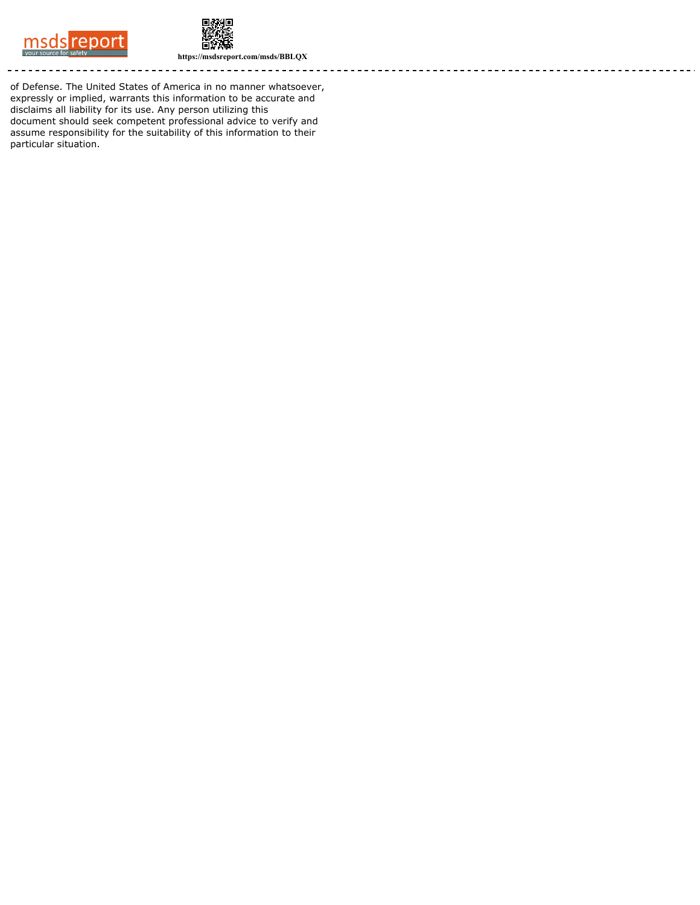of Defense. The United States of America in no manner whatsoever, expressly or implied, warrants this information to be accurate and disclaims all liability for its use. Any person utilizing this document should seek competent professional advice to verify and assume responsibility for the suitability of this information to their particular situation.